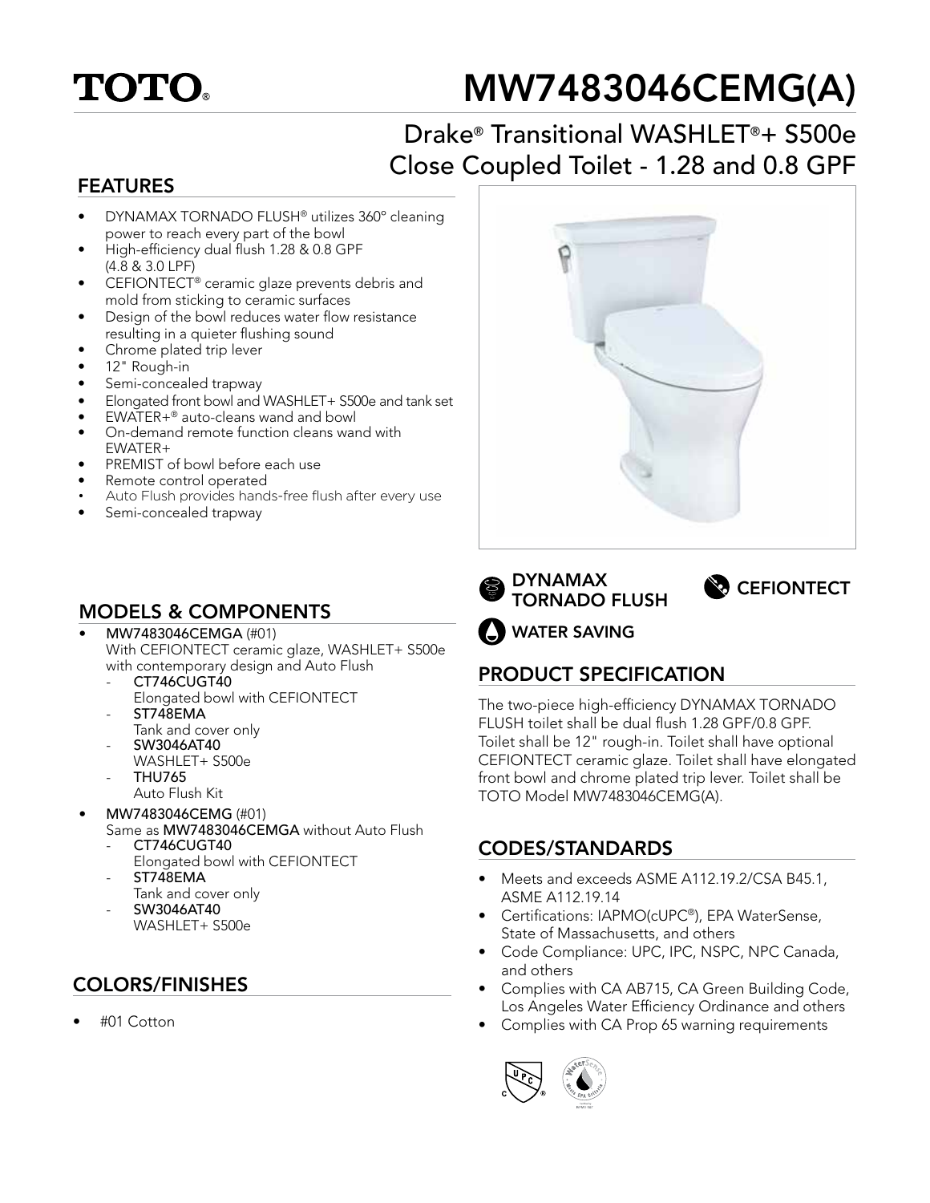# TOTO®

# MW7483046CEMG(A)

## Drake® Transitional WASHLET®+ S500e Close Coupled Toilet - 1.28 and 0.8 GPF

## FEATURES

- DYNAMAX TORNADO FLUSH® utilizes 360° cleaning power to reach every part of the bowl
- High-efficiency dual flush 1.28 & 0.8 GPF (4.8 & 3.0 LPF)
- CEFIONTECT® ceramic glaze prevents debris and mold from sticking to ceramic surfaces
- Design of the bowl reduces water flow resistance resulting in a quieter flushing sound
- Chrome plated trip lever
- 12" Rough-in
- Semi-concealed trapway
- Elongated front bowl and WASHLET+ S500e and tank set
- EWATER+® auto-cleans wand and bowl
- On-demand remote function cleans wand with EWATER+
- PREMIST of bowl before each use
- Remote control operated
- Auto Flush provides hands-free flush after every use
- Semi-concealed trapway

DYNAMAX TORNADO FLUSH

CEFIONTECT

WATER SAVING

## MODELS & COMPONENTS

- **MW7483046CEMGA** (#01)
  With CEFIONTECT ceramic glaze, WASHLET+ S500e with contemporary design and Auto Flush
  - **CT746CUGT40**
    Elongated bowl with CEFIONTECT
  - **ST748EMA**
    Tank and cover only
  - **SW3046AT40**
    WASHLET+ S500e
  - **THU765**
    Auto Flush Kit
- **MW7483046CEMG** (#01)
  Same as **MW7483046CEMGA** without Auto Flush
  - **CT746CUGT40**
    Elongated bowl with CEFIONTECT
  - **ST748EMA**
    Tank and cover only
  - **SW3046AT40**
    WASHLET+ S500e

## PRODUCT SPECIFICATION

The two-piece high-efficiency DYNAMAX TORNADO FLUSH toilet shall be dual flush 1.28 GPF/0.8 GPF. Toilet shall be 12" rough-in. Toilet shall have optional CEFIONTECT ceramic glaze. Toilet shall have elongated front bowl and chrome plated trip lever. Toilet shall be TOTO Model MW7483046CEMG(A).

## CODES/STANDARDS

- Meets and exceeds ASME A112.19.2/CSA B45.1, ASME A112.19.14
- Certifications: IAPMO(cUPC®), EPA WaterSense, State of Massachusetts, and others
- Code Compliance: UPC, IPC, NSPC, NPC Canada, and others
- Complies with CA AB715, CA Green Building Code, Los Angeles Water Efficiency Ordinance and others
- Complies with CA Prop 65 warning requirements

## COLORS/FINISHES

- #01 Cotton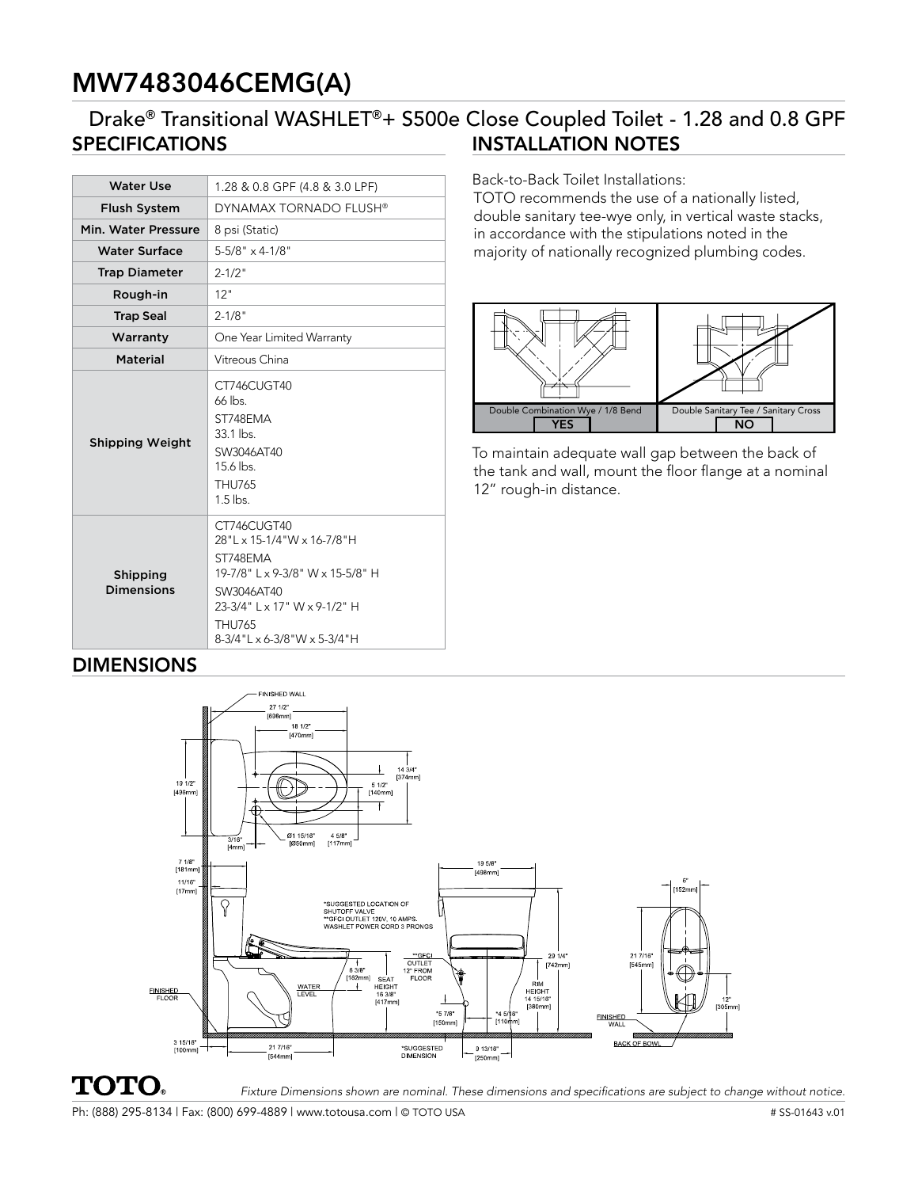# MW7483046CEMG(A)

## Drake® Transitional WASHLET®+ S500e Close Coupled Toilet - 1.28 and 0.8 GPF

## SPECIFICATIONS

| | |
|---|---|
| Water Use | 1.28 & 0.8 GPF (4.8 & 3.0 LPF) |
| Flush System | DYNAMAX TORNADO FLUSH® |
| Min. Water Pressure | 8 psi (Static) |
| Water Surface | 5-5/8" x 4-1/8" |
| Trap Diameter | 2-1/2" |
| Rough-in | 12" |
| Trap Seal | 2-1/8" |
| Warranty | One Year Limited Warranty |
| Material | Vitreous China |
| Shipping Weight | CT746CUGT40 66 lbs. ST748EMA 33.1 lbs. SW3046AT40 15.6 lbs. THU765 1.5 lbs. |
| Shipping Dimensions | CT746CUGT40 28"L x 15-1/4"W x 16-7/8"H ST748EMA 19-7/8" L x 9-3/8" W x 15-5/8" H SW3046AT40 23-3/4" L x 17" W x 9-1/2" H THU765 8-3/4"L x 6-3/8"W x 5-3/4"H |

## INSTALLATION NOTES

Back-to-Back Toilet Installations:
TOTO recommends the use of a nationally listed, double sanitary tee-wye only, in vertical waste stacks, in accordance with the stipulations noted in the majority of nationally recognized plumbing codes.

Double Combination Wye / 1/8 Bend
YES

Double Sanitary Tee / Sanitary Cross
NO

To maintain adequate wall gap between the back of the tank and wall, mount the floor flange at a nominal 12" rough-in distance.

## DIMENSIONS

FINISHED WALL
27 1/2" [698mm]
18 1/2" [470mm]
14 3/4" [374mm]
19 1/2" [498mm]
5 1/2" [140mm]
3/16" [4mm]
Ø1 15/16" [Ø50mm]
4 5/8" [117mm]
7 1/8" [181mm]
11/16" [17mm]
19 5/8" [498mm]
6" [152mm]
*SUGGESTED LOCATION OF SHUTOFF VALVE
**GFCI OUTLET 120V, 10 AMPS. WASHLET POWER CORD 3 PRONGS
**GFCI OUTLET 12" FROM FLOOR
6 3/8" [162mm]
SEAT HEIGHT 16 3/8" [417mm]
WATER LEVEL
29 1/4" [742mm]
RIM HEIGHT 14 15/16" [380mm]
21 7/16" [545mm]
12" [305mm]
FINISHED FLOOR
*5 7/8" [150mm]
*4 5/16" [110mm]
FINISHED WALL
BACK OF BOWL
3 15/16" [100mm]
21 7/16" [544mm]
*SUGGESTED DIMENSION
9 13/16" [250mm]

TOTO®

*Fixture Dimensions shown are nominal. These dimensions and specifications are subject to change without notice.*

Ph: (888) 295-8134 | Fax: (800) 699-4889 | www.totousa.com | © TOTO USA

# SS-01643 v.01